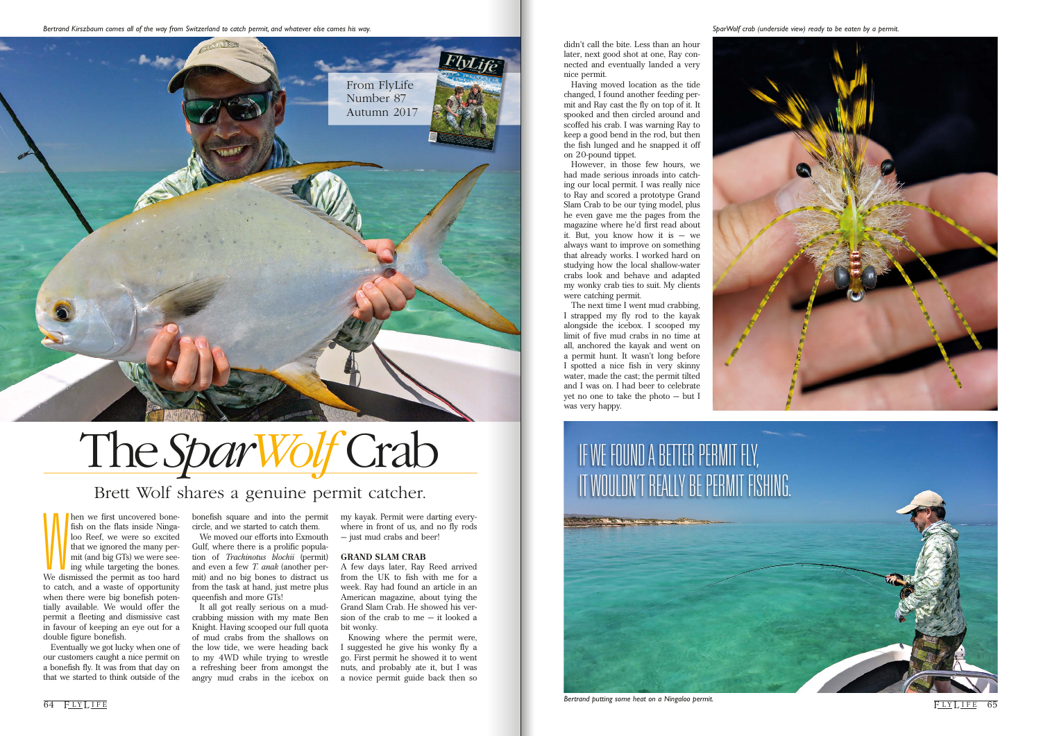Bertrand Kirszbaum comes all of the way from Switzerland to catch permit, and whatever else comes his way.

From FlyLife Number 87 Autumn 2017

# The *SparWolf* Crab

## Brett Wolf shares a genuine permit catcher.

When we first uncovered bonefish on the flats inside Ningaloo Reef, we were so excited that we ignored the many permit (and big GTs) we were seeing while targeting the bones. We dismissed the permit as too hard to catch, and a waste of opportunity when there were big bonefish potentially available. We would offer the permit a fleeting and dismissive cast in favour of keeping an eye out for a double figure bonefish.

Eventually we got lucky when one of our customers caught a nice permit on a bonefish fly. It was from that day on that we started to think outside of the bonefish square and into the permit circle, and we started to catch them.

We moved our efforts into Exmouth Gulf, where there is a prolific population of *Trachinotus blochii* (permit) and even a few *T. anak* (another permit) and no big bones to distract us from the task at hand, just metre plus queenfish and more GTs!

It all got really serious on a mud-crabbing mission with my mate Ben Knight. Having scooped our full quota of mud crabs from the shallows on the low tide, we were heading back to my 4WD while trying to wrestle a refreshing beer from amongst the angry mud crabs in the icebox on my kayak. Permit were darting everywhere in front of us, and no fly rods – just mud crabs and beer!

### GRAND SLAM CRAB

A few days later, Ray Reed arrived from the UK to fish with me for a week. Ray had found an article in an American magazine, about tying the Grand Slam Crab. He showed his version of the crab to me – it looked a bit wonky.

Knowing where the permit were, I suggested he give his wonky fly a go. First permit he showed it to went nuts, and probably ate it, but I was a novice permit guide back then so didn't call the bite. Less than an hour later, next good shot at one, Ray connected and eventually landed a very nice permit.

Having moved location as the tide changed, I found another feeding permit and Ray cast the fly on top of it. It spooked and then circled around and scoffed his crab. I was warning Ray to keep a good bend in the rod, but then the fish lunged and he snapped it off on 20-pound tippet.

However, in those few hours, we had made serious inroads into catching our local permit. I was really nice to Ray and scored a prototype Grand Slam Crab to be our tying model, plus he even gave me the pages from the magazine where he'd first read about it. But, you know how it is – we always want to improve on something that already works. I worked hard on studying how the local shallow-water crabs look and behave and adapted my wonky crab ties to suit. My clients were catching permit.

The next time I went mud crabbing, I strapped my fly rod to the kayak alongside the icebox. I scooped my limit of five mud crabs in no time at all, anchored the kayak and went on a permit hunt. It wasn't long before I spotted a nice fish in very skinny water, made the cast; the permit tilted and I was on. I had beer to celebrate yet no one to take the photo – but I was very happy.

SparWolf crab (underside view) ready to be eaten by a permit.

IF WE FOUND A BETTER PERMIT FLY, IT WOULDN'T REALLY BE PERMIT FISHING.

Bertrand putting some heat on a Ningaloo permit.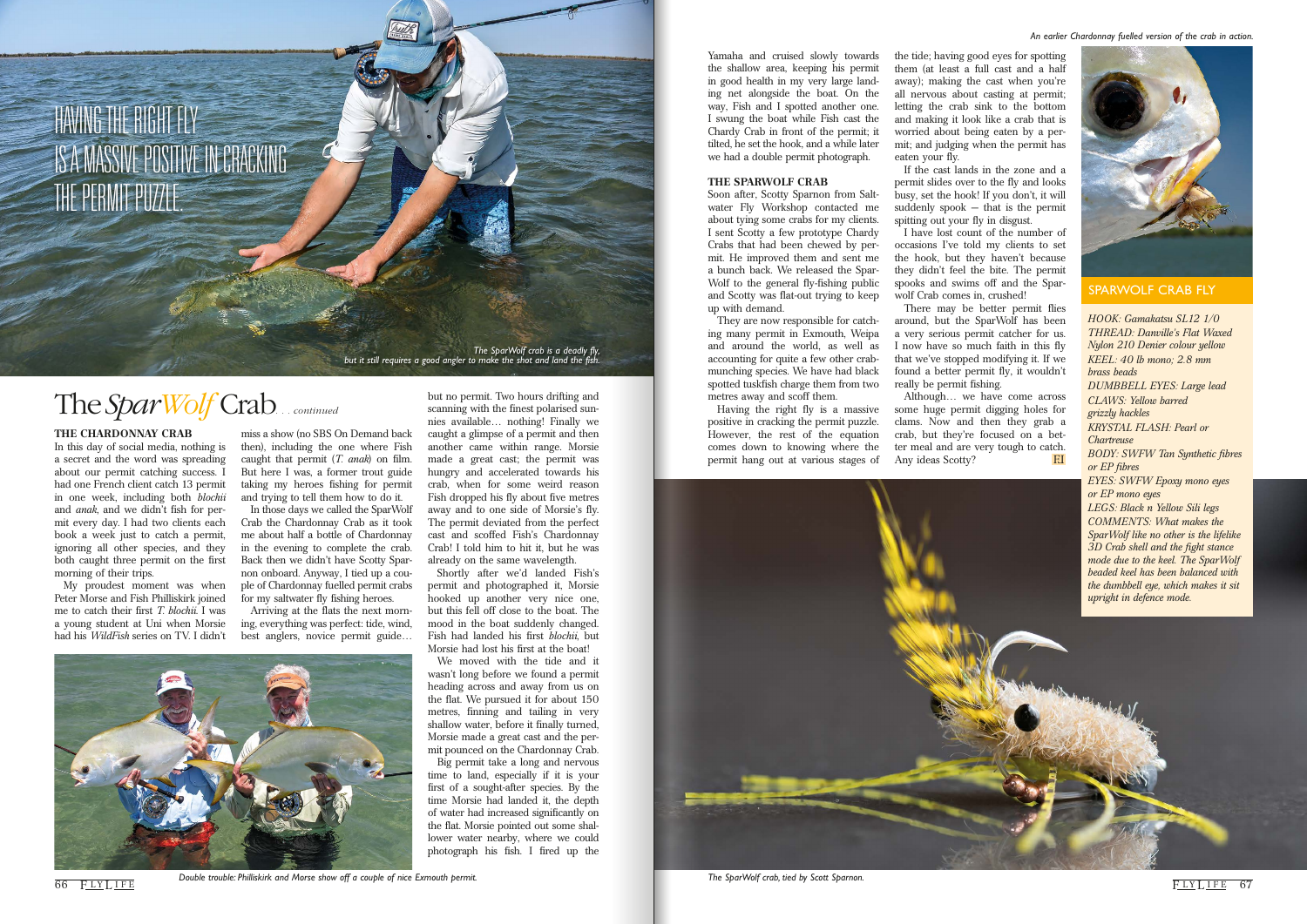HAVING THE RIGHT FLY IS A MASSIVE POSITIVE IN CRACKING THE PERMIT PUZZLE.

*The SparWolf crab is a deadly fly, but it still requires a good angler to make the shot and land the fish.*

# The *SparWolf* Crab... continued

### THE CHARDONNAY CRAB

In this day of social media, nothing is a secret and the word was spreading about our permit catching success. I had one French client catch 13 permit in one week, including both *blochii* and *anak*, and we didn't fish for permit every day. I had two clients each book a week just to catch a permit, ignoring all other species, and they both caught three permit on the first morning of their trips.

My proudest moment was when Peter Morse and Fish Philliskirk joined me to catch their first *T. blochii*. I was a young student at Uni when Morsie had his *WildFish* series on TV. I didn't miss a show (no SBS On Demand back then), including the one where Fish caught that permit (*T. anak*) on film. But here I was, a former trout guide taking my heroes fishing for permit and trying to tell them how to do it.

In those days we called the SparWolf Crab the Chardonnay Crab as it took me about half a bottle of Chardonnay in the evening to complete the crab. Back then we didn't have Scotty Sparnon onboard. Anyway, I tied up a couple of Chardonnay fuelled permit crabs for my saltwater fly fishing heroes.

Arriving at the flats the next morning, everything was perfect: tide, wind, best anglers, novice permit guide… but no permit. Two hours drifting and scanning with the finest polarised sunnies available… nothing! Finally we caught a glimpse of a permit and then another came within range. Morsie made a great cast; the permit was hungry and accelerated towards his crab, when for some weird reason Fish dropped his fly about five metres away and to one side of Morsie's fly. The permit deviated from the perfect cast and scoffed Fish's Chardonnay Crab! I told him to hit it, but he was already on the same wavelength.

Shortly after we'd landed Fish's permit and photographed it, Morsie hooked up another very nice one, but this fell off close to the boat. The mood in the boat suddenly changed. Fish had landed his first *blochii*, but Morsie had lost his first at the boat!

We moved with the tide and it wasn't long before we found a permit heading across and away from us on the flat. We pursued it for about 150 metres, finning and tailing in very shallow water, before it finally turned, Morsie made a great cast and the permit pounced on the Chardonnay Crab.

Big permit take a long and nervous time to land, especially if it is your first of a sought-after species. By the time Morsie had landed it, the depth of water had increased significantly on the flat. Morsie pointed out some shallower water nearby, where we could photograph his fish. I fired up the Yamaha and cruised slowly towards the shallow area, keeping his permit in good health in my very large landing net alongside the boat. On the way, Fish and I spotted another one. I swung the boat while Fish cast the Chardy Crab in front of the permit; it tilted, he set the hook, and a while later we had a double permit photograph.

*Double trouble: Philliskirk and Morse show off a couple of nice Exmouth permit.*

### THE SPARWOLF CRAB

Soon after, Scotty Sparnon from Saltwater Fly Workshop contacted me about tying some crabs for my clients. I sent Scotty a few prototype Chardy Crabs that had been chewed by permit. He improved them and sent me a bunch back. We released the SparWolf to the general fly-fishing public and Scotty was flat-out trying to keep up with demand.

They are now responsible for catching many permit in Exmouth, Weipa and around the world, as well as accounting for quite a few other crab-munching species. We have had black spotted tuskfish charge them from two metres away and scoff them.

Having the right fly is a massive positive in cracking the permit puzzle. However, the rest of the equation comes down to knowing where the permit hang out at various stages of the tide; having good eyes for spotting them (at least a full cast and a half away); making the cast when you're all nervous about casting at permit; letting the crab sink to the bottom and making it look like a crab that is worried about being eaten by a permit; and judging when the permit has eaten your fly.

If the cast lands in the zone and a permit slides over to the fly and looks busy, set the hook! If you don't, it will suddenly spook – that is the permit spitting out your fly in disgust.

I have lost count of the number of occasions I've told my clients to set the hook, but they haven't because they didn't feel the bite. The permit spooks and swims off and the SparWolf Crab comes in, crushed!

There may be better permit flies around, but the SparWolf has been a very serious permit catcher for us. I now have so much faith in this fly that we've stopped modifying it. If we found a better permit fly, it wouldn't really be permit fishing.

Although… we have come across some huge permit digging holes for clams. Now and then they grab a crab, but they're focused on a better meal and are very tough to catch. Any ideas Scotty? FL

*An earlier Chardonnay fuelled version of the crab in action.*

### SPARWOLF CRAB FLY

*HOOK: Gamakatsu SL12 1/0*
*THREAD: Danville's Flat Waxed Nylon 210 Denier colour yellow*
*KEEL: 40 lb mono; 2.8 mm brass beads*
*DUMBBELL EYES: Large lead*
*CLAWS: Yellow barred grizzly hackles*
*KRYSTAL FLASH: Pearl or Chartreuse*
*BODY: SWFW Tan Synthetic fibres or EP fibres*
*EYES: SWFW Epoxy mono eyes or EP mono eyes*
*LEGS: Black n Yellow Sili legs*
*COMMENTS: What makes the SparWolf like no other is the lifelike 3D Crab shell and the fight stance mode due to the keel. The SparWolf beaded keel has been balanced with the dumbbell eye, which makes it sit upright in defence mode.*

*The SparWolf crab, tied by Scott Sparnon.*